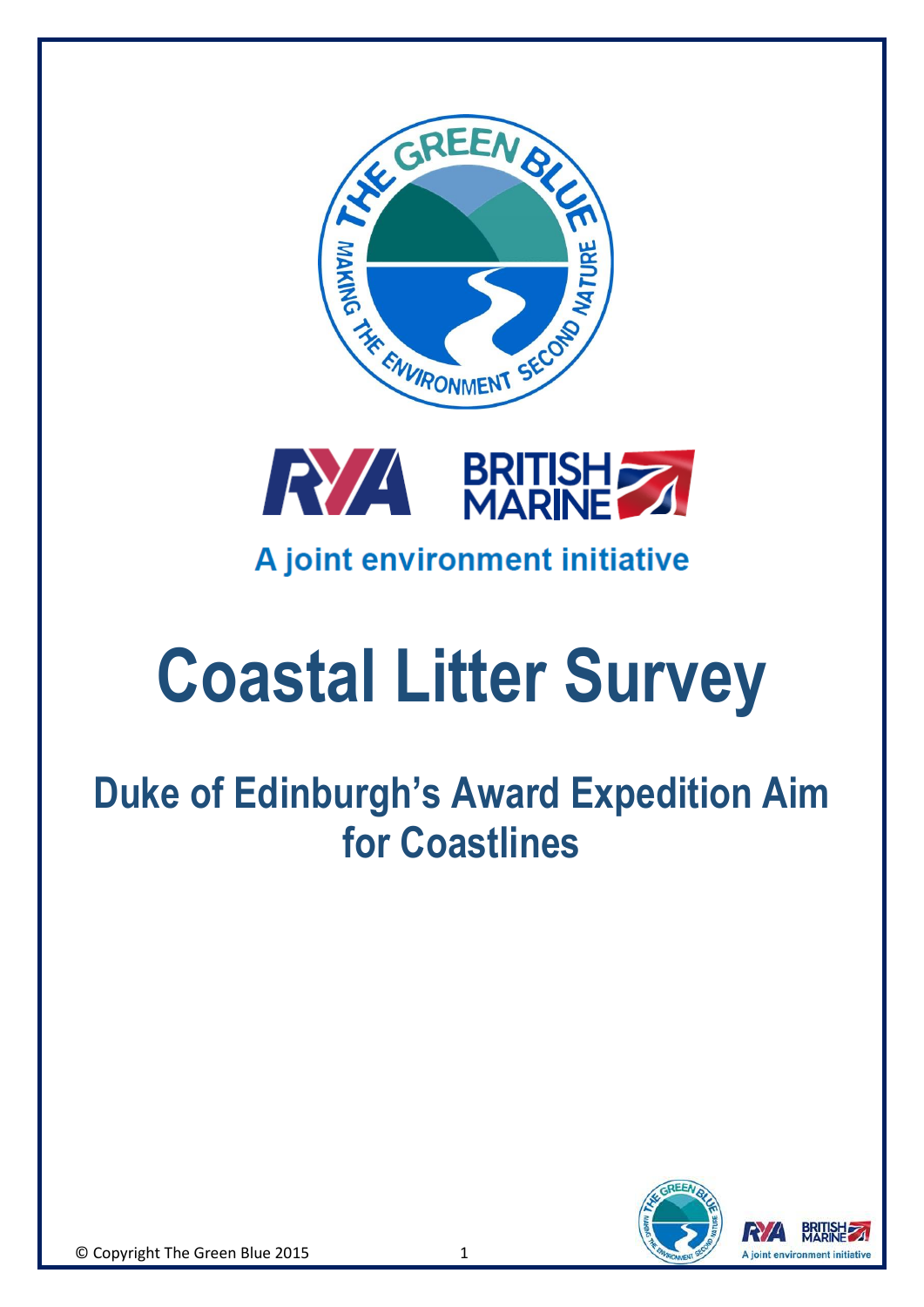A joint environment initiative

# Coastal Litter Survey

## Duke of Edinburgh's Award Expedition Aim for Coastlines

© Copyright The Green Blue 2015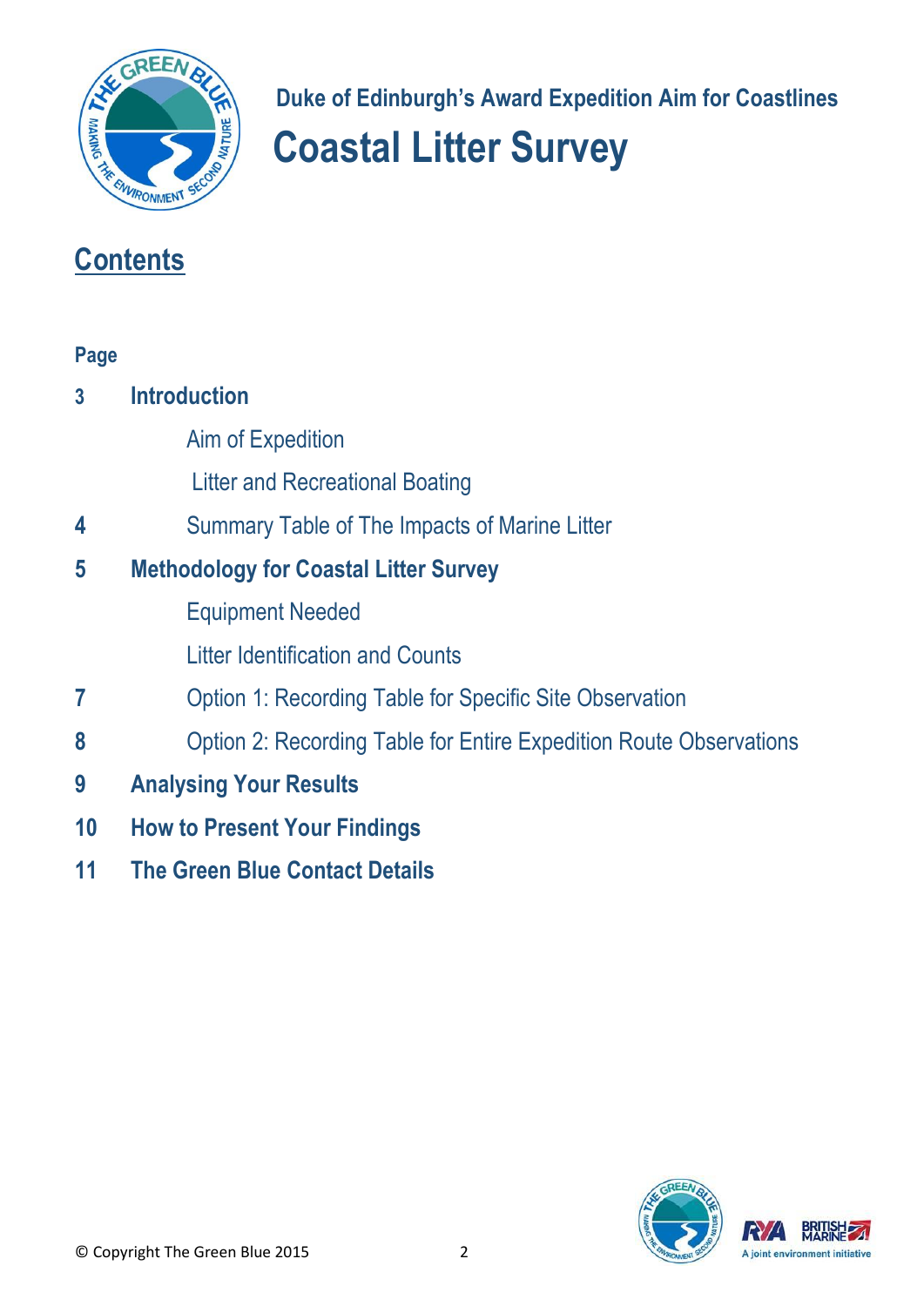**Duke of Edinburgh's Award Expedition Aim for Coastlines**

# Coastal Litter Survey

## Contents

**Page**

**3 Introduction**

- Aim of Expedition
- Litter and Recreational Boating

**4** Summary Table of The Impacts of Marine Litter

**5 Methodology for Coastal Litter Survey**

- Equipment Needed
- Litter Identification and Counts

**7** Option 1: Recording Table for Specific Site Observation

**8** Option 2: Recording Table for Entire Expedition Route Observations

**9 Analysing Your Results**

**10 How to Present Your Findings**

**11 The Green Blue Contact Details**

© Copyright The Green Blue 2015

A joint environment initiative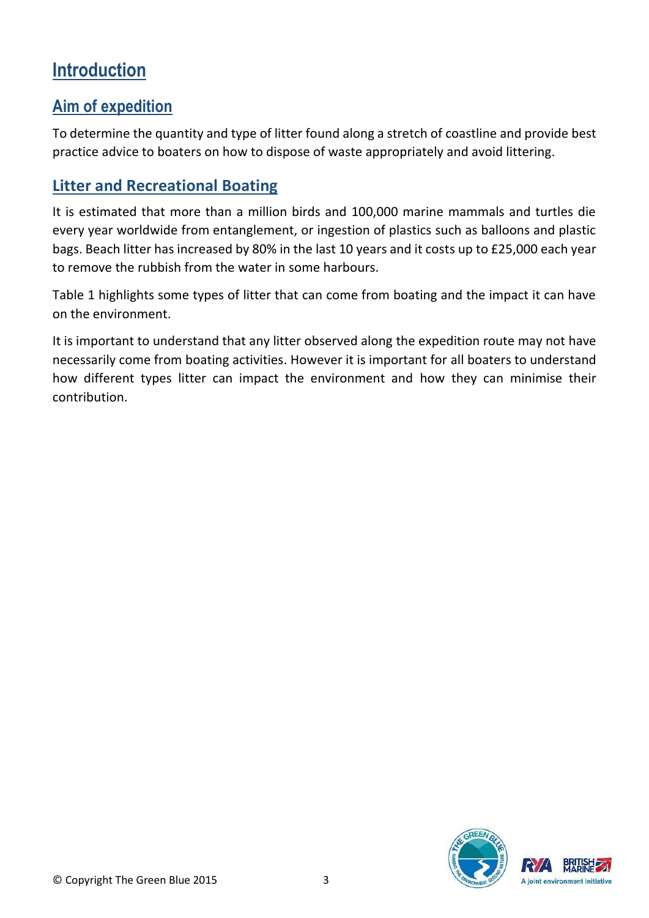# Introduction

## Aim of expedition

To determine the quantity and type of litter found along a stretch of coastline and provide best practice advice to boaters on how to dispose of waste appropriately and avoid littering.

## Litter and Recreational Boating

It is estimated that more than a million birds and 100,000 marine mammals and turtles die every year worldwide from entanglement, or ingestion of plastics such as balloons and plastic bags. Beach litter has increased by 80% in the last 10 years and it costs up to £25,000 each year to remove the rubbish from the water in some harbours.

Table 1 highlights some types of litter that can come from boating and the impact it can have on the environment.

It is important to understand that any litter observed along the expedition route may not have necessarily come from boating activities. However it is important for all boaters to understand how different types litter can impact the environment and how they can minimise their contribution.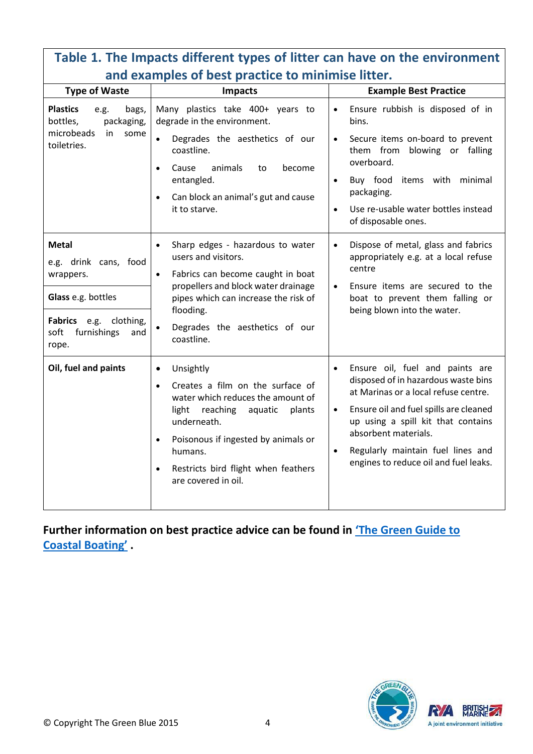### Table 1. The Impacts different types of litter can have on the environment and examples of best practice to minimise litter.

| Type of Waste | Impacts | Example Best Practice |
|---|---|---|
| **Plastics** e.g. bags, bottles, packaging, microbeads in some toiletries. | Many plastics take 400+ years to degrade in the environment.<br>• Degrades the aesthetics of our coastline.<br>• Cause animals to become entangled.<br>• Can block an animal's gut and cause it to starve. | • Ensure rubbish is disposed of in bins.<br>• Secure items on-board to prevent them from blowing or falling overboard.<br>• Buy food items with minimal packaging.<br>• Use re-usable water bottles instead of disposable ones. |
| **Metal** e.g. drink cans, food wrappers.<br>**Glass** e.g. bottles<br>**Fabrics** e.g. clothing, soft furnishings and rope. | • Sharp edges - hazardous to water users and visitors.<br>• Fabrics can become caught in boat propellers and block water drainage pipes which can increase the risk of flooding.<br>• Degrades the aesthetics of our coastline. | • Dispose of metal, glass and fabrics appropriately e.g. at a local refuse centre<br>• Ensure items are secured to the boat to prevent them falling or being blown into the water. |
| **Oil, fuel and paints** | • Unsightly<br>• Creates a film on the surface of water which reduces the amount of light reaching aquatic plants underneath.<br>• Poisonous if ingested by animals or humans.<br>• Restricts bird flight when feathers are covered in oil. | • Ensure oil, fuel and paints are disposed of in hazardous waste bins at Marinas or a local refuse centre.<br>• Ensure oil and fuel spills are cleaned up using a spill kit that contains absorbent materials.<br>• Regularly maintain fuel lines and engines to reduce oil and fuel leaks. |

**Further information on best practice advice can be found in 'The Green Guide to Coastal Boating' .**

© Copyright The Green Blue 2015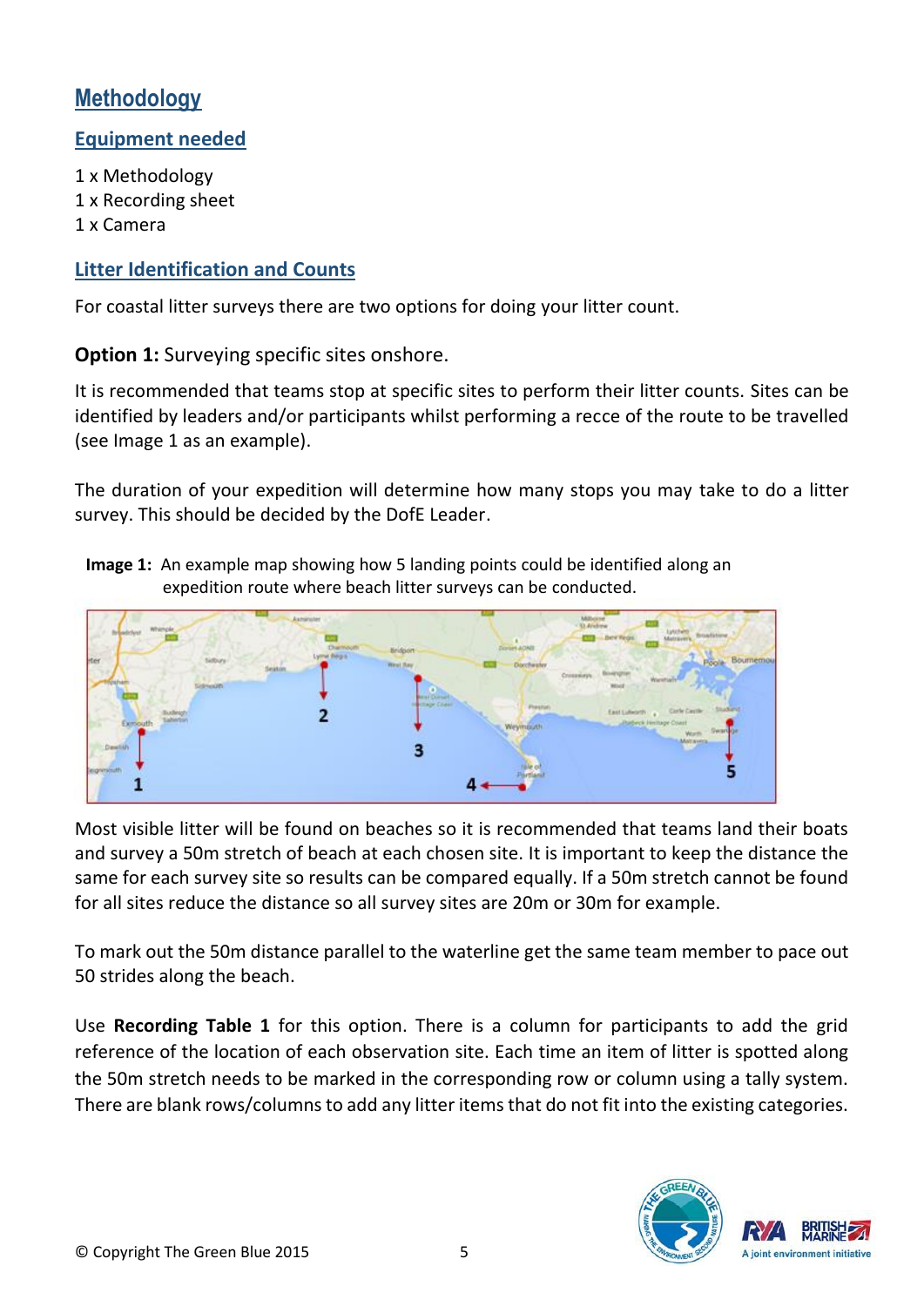## Methodology

### Equipment needed

1 x Methodology
1 x Recording sheet
1 x Camera

### Litter Identification and Counts

For coastal litter surveys there are two options for doing your litter count.

**Option 1:** Surveying specific sites onshore.

It is recommended that teams stop at specific sites to perform their litter counts. Sites can be identified by leaders and/or participants whilst performing a recce of the route to be travelled (see Image 1 as an example).

The duration of your expedition will determine how many stops you may take to do a litter survey. This should be decided by the DofE Leader.

**Image 1:** An example map showing how 5 landing points could be identified along an expedition route where beach litter surveys can be conducted.

Most visible litter will be found on beaches so it is recommended that teams land their boats and survey a 50m stretch of beach at each chosen site. It is important to keep the distance the same for each survey site so results can be compared equally. If a 50m stretch cannot be found for all sites reduce the distance so all survey sites are 20m or 30m for example.

To mark out the 50m distance parallel to the waterline get the same team member to pace out 50 strides along the beach.

Use **Recording Table 1** for this option. There is a column for participants to add the grid reference of the location of each observation site. Each time an item of litter is spotted along the 50m stretch needs to be marked in the corresponding row or column using a tally system. There are blank rows/columns to add any litter items that do not fit into the existing categories.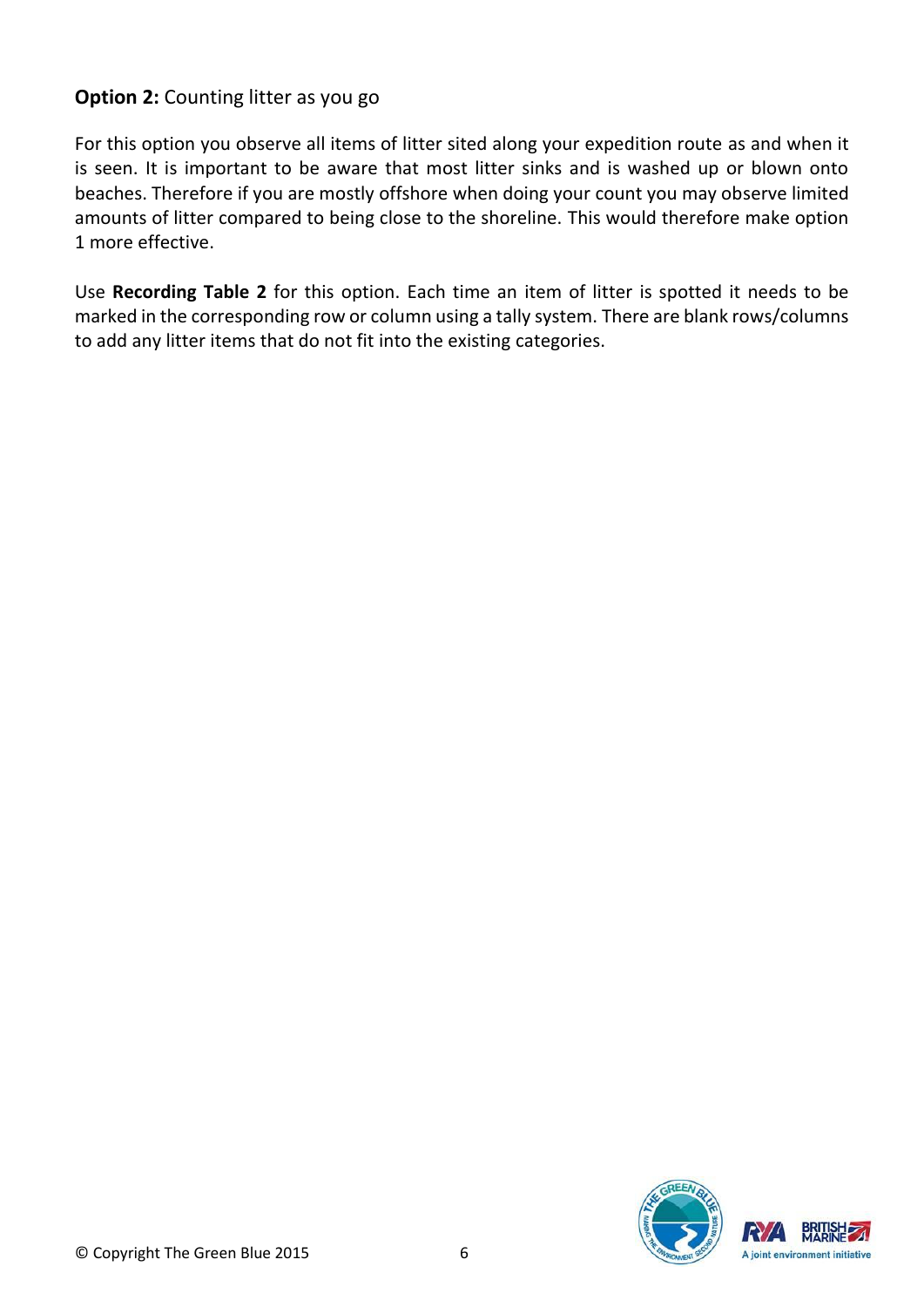**Option 2:** Counting litter as you go

For this option you observe all items of litter sited along your expedition route as and when it is seen. It is important to be aware that most litter sinks and is washed up or blown onto beaches. Therefore if you are mostly offshore when doing your count you may observe limited amounts of litter compared to being close to the shoreline. This would therefore make option 1 more effective.

Use **Recording Table 2** for this option. Each time an item of litter is spotted it needs to be marked in the corresponding row or column using a tally system. There are blank rows/columns to add any litter items that do not fit into the existing categories.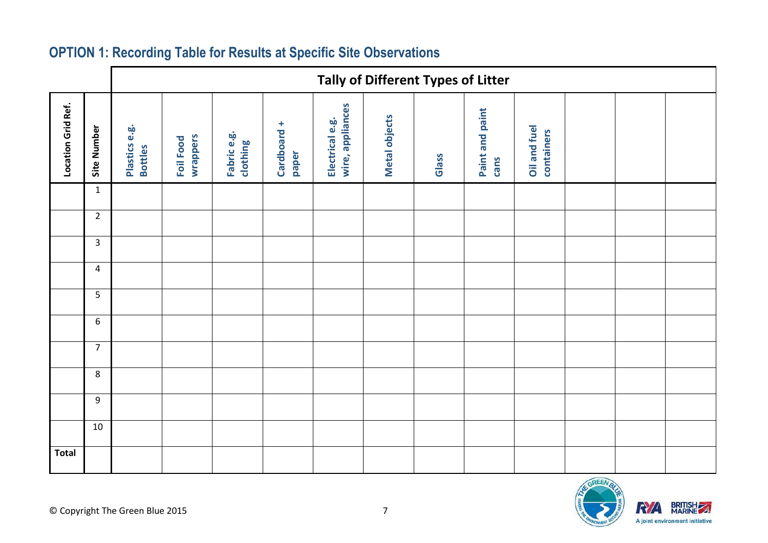## OPTION 1: Recording Table for Results at Specific Site Observations

| | | Tally of Different Types of Litter | | | | | | | | | | | |
|---|---|---|---|---|---|---|---|---|---|---|---|---|---|
| Location Grid Ref. | Site Number | Plastics e.g. Bottles | Foil Food wrappers | Fabric e.g. clothing | Cardboard + paper | Electrical e.g. wire, appliances | Metal objects | Glass | Paint and paint cans | Oil and fuel containers | | | |
| | 1 | | | | | | | | | | | | |
| | 2 | | | | | | | | | | | | |
| | 3 | | | | | | | | | | | | |
| | 4 | | | | | | | | | | | | |
| | 5 | | | | | | | | | | | | |
| | 6 | | | | | | | | | | | | |
| | 7 | | | | | | | | | | | | |
| | 8 | | | | | | | | | | | | |
| | 9 | | | | | | | | | | | | |
| | 10 | | | | | | | | | | | | |
| Total | | | | | | | | | | | | | |

© Copyright The Green Blue 2015

A joint environment initiative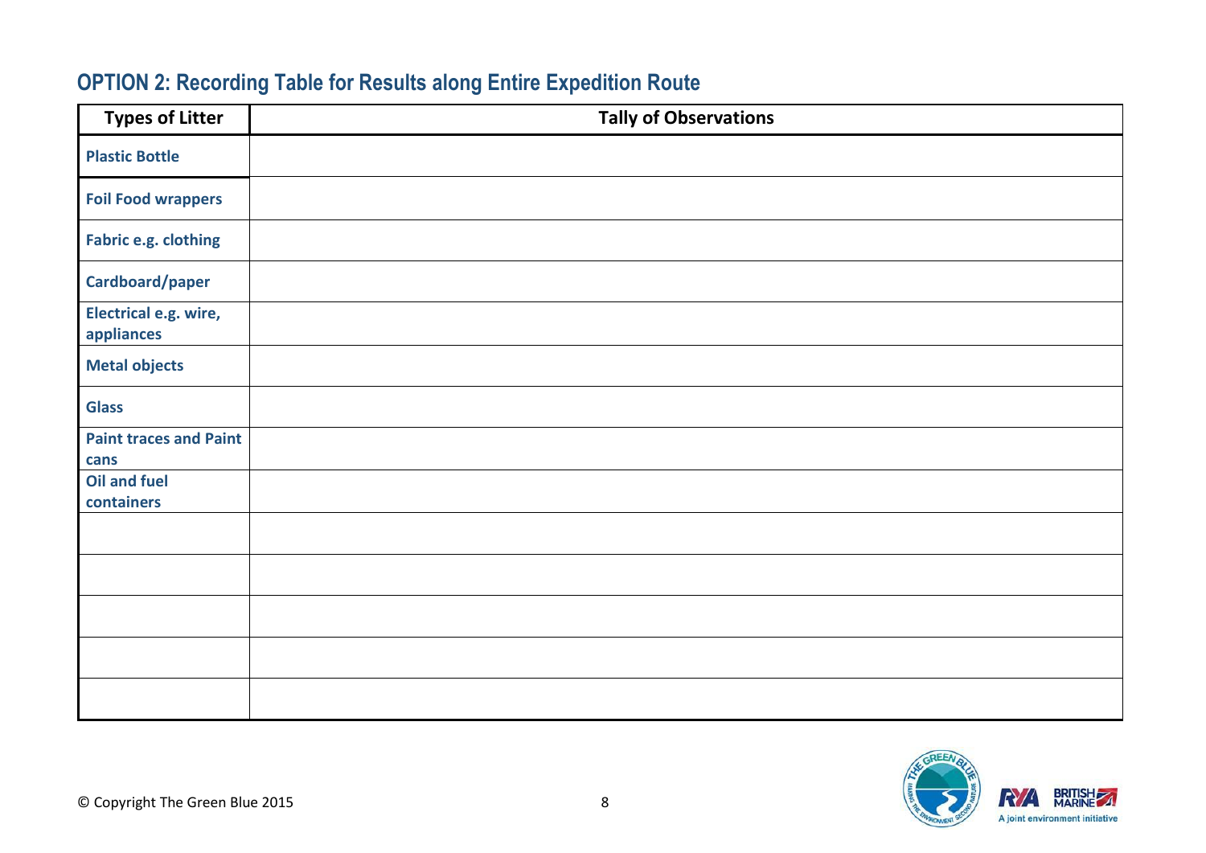## OPTION 2: Recording Table for Results along Entire Expedition Route

| Types of Litter | Tally of Observations |
|---|---|
| Plastic Bottle | |
| Foil Food wrappers | |
| Fabric e.g. clothing | |
| Cardboard/paper | |
| Electrical e.g. wire, appliances | |
| Metal objects | |
| Glass | |
| Paint traces and Paint cans | |
| Oil and fuel containers | |
| | |
| | |
| | |
| | |
| | |

© Copyright The Green Blue 2015

A joint environment initiative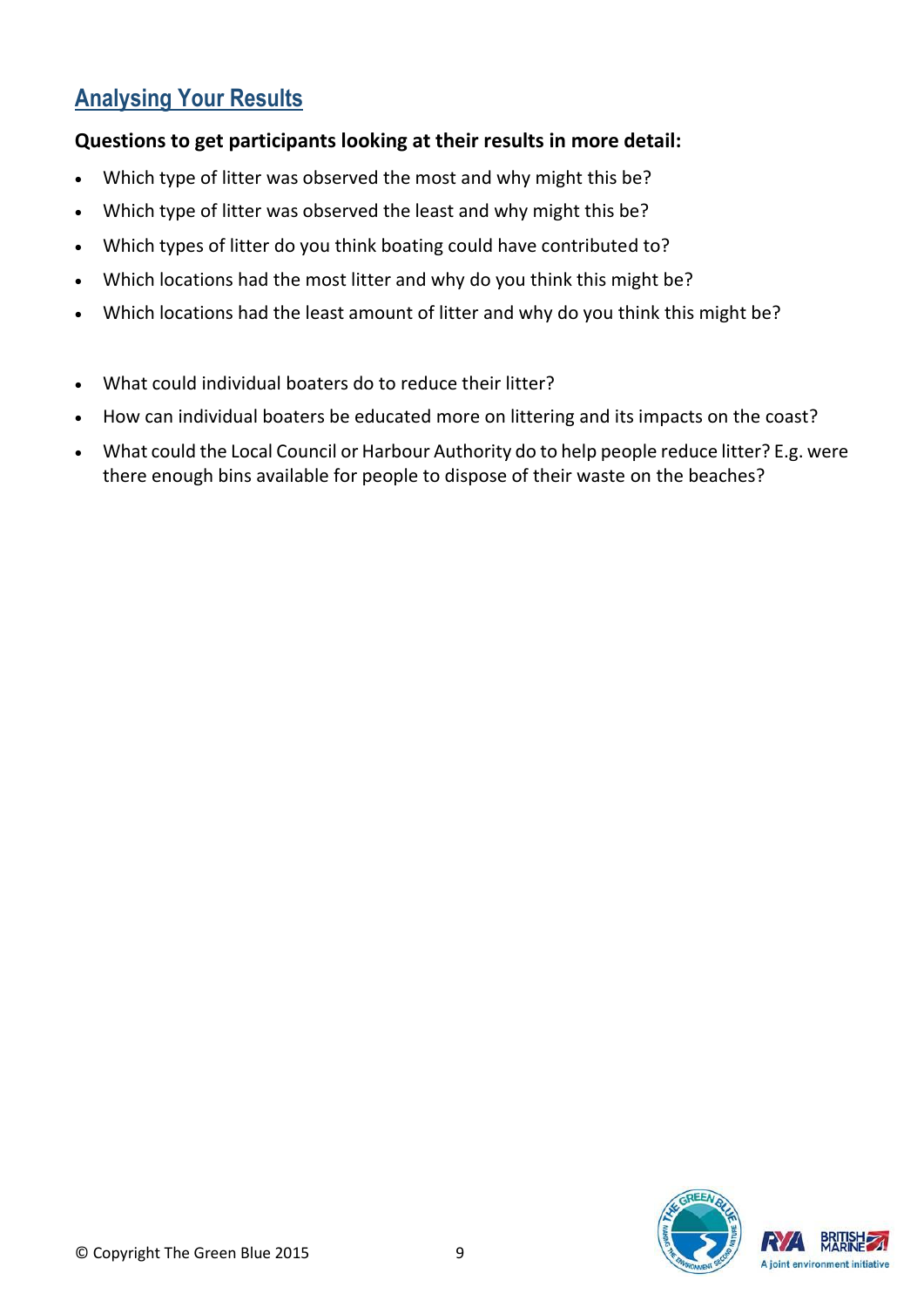## Analysing Your Results

**Questions to get participants looking at their results in more detail:**

- Which type of litter was observed the most and why might this be?
- Which type of litter was observed the least and why might this be?
- Which types of litter do you think boating could have contributed to?
- Which locations had the most litter and why do you think this might be?
- Which locations had the least amount of litter and why do you think this might be?

- What could individual boaters do to reduce their litter?
- How can individual boaters be educated more on littering and its impacts on the coast?
- What could the Local Council or Harbour Authority do to help people reduce litter? E.g. were there enough bins available for people to dispose of their waste on the beaches?

© Copyright The Green Blue 2015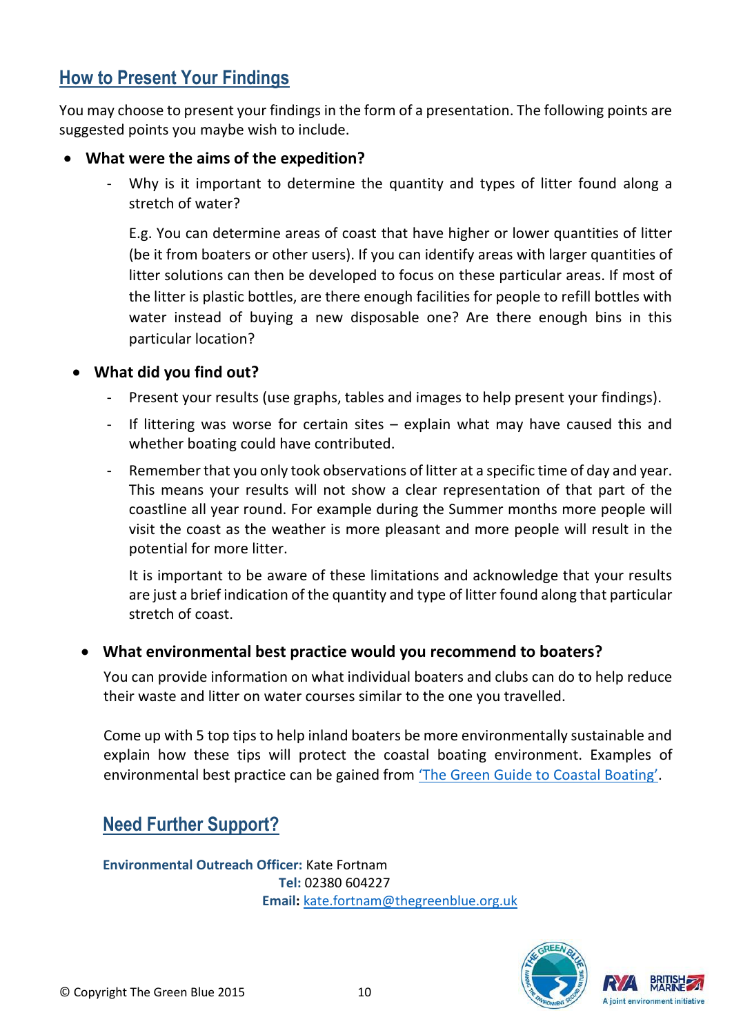## How to Present Your Findings

You may choose to present your findings in the form of a presentation. The following points are suggested points you maybe wish to include.

- **What were the aims of the expedition?**
  - Why is it important to determine the quantity and types of litter found along a stretch of water?

    E.g. You can determine areas of coast that have higher or lower quantities of litter (be it from boaters or other users). If you can identify areas with larger quantities of litter solutions can then be developed to focus on these particular areas. If most of the litter is plastic bottles, are there enough facilities for people to refill bottles with water instead of buying a new disposable one? Are there enough bins in this particular location?

- **What did you find out?**
  - Present your results (use graphs, tables and images to help present your findings).
  - If littering was worse for certain sites – explain what may have caused this and whether boating could have contributed.
  - Remember that you only took observations of litter at a specific time of day and year. This means your results will not show a clear representation of that part of the coastline all year round. For example during the Summer months more people will visit the coast as the weather is more pleasant and more people will result in the potential for more litter.

    It is important to be aware of these limitations and acknowledge that your results are just a brief indication of the quantity and type of litter found along that particular stretch of coast.

- **What environmental best practice would you recommend to boaters?**

  You can provide information on what individual boaters and clubs can do to help reduce their waste and litter on water courses similar to the one you travelled.

  Come up with 5 top tips to help inland boaters be more environmentally sustainable and explain how these tips will protect the coastal boating environment. Examples of environmental best practice can be gained from 'The Green Guide to Coastal Boating'.

## Need Further Support?

**Environmental Outreach Officer:** Kate Fortnam
**Tel:** 02380 604227
**Email:** kate.fortnam@thegreenblue.org.uk

© Copyright The Green Blue 2015

A joint environment initiative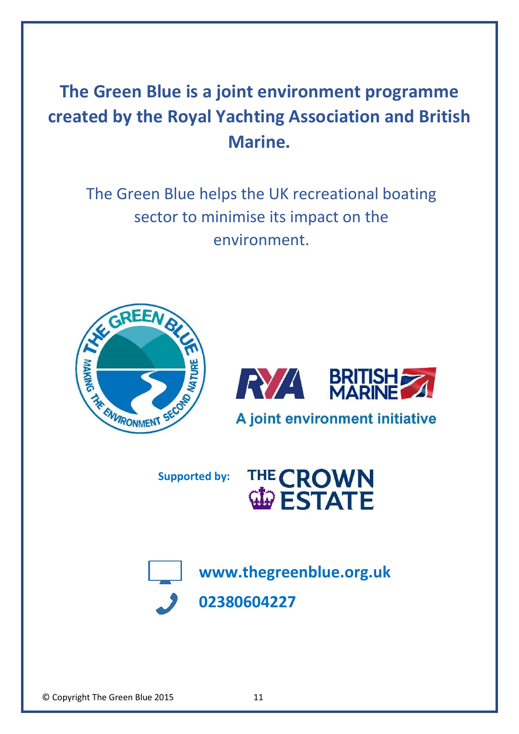**The Green Blue is a joint environment programme created by the Royal Yachting Association and British Marine.**

The Green Blue helps the UK recreational boating sector to minimise its impact on the environment.

A joint environment initiative

**Supported by:**

**www.thegreenblue.org.uk**

**02380604227**

© Copyright The Green Blue 2015